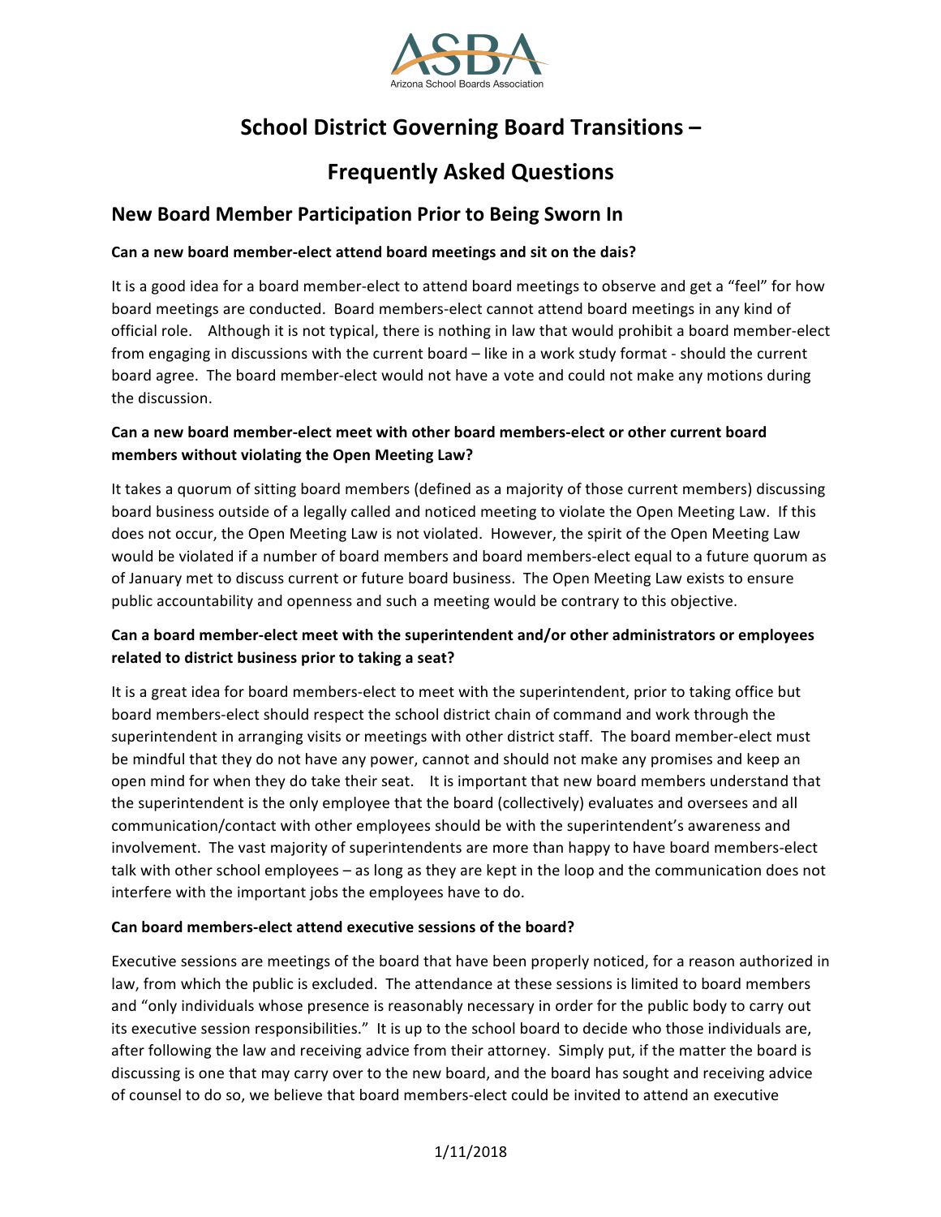# School District Governing Board Transitions –

# Frequently Asked Questions

## New Board Member Participation Prior to Being Sworn In

**Can a new board member-elect attend board meetings and sit on the dais?**

It is a good idea for a board member-elect to attend board meetings to observe and get a "feel" for how board meetings are conducted. Board members-elect cannot attend board meetings in any kind of official role. Although it is not typical, there is nothing in law that would prohibit a board member-elect from engaging in discussions with the current board – like in a work study format - should the current board agree. The board member-elect would not have a vote and could not make any motions during the discussion.

**Can a new board member-elect meet with other board members-elect or other current board members without violating the Open Meeting Law?**

It takes a quorum of sitting board members (defined as a majority of those current members) discussing board business outside of a legally called and noticed meeting to violate the Open Meeting Law. If this does not occur, the Open Meeting Law is not violated. However, the spirit of the Open Meeting Law would be violated if a number of board members and board members-elect equal to a future quorum as of January met to discuss current or future board business. The Open Meeting Law exists to ensure public accountability and openness and such a meeting would be contrary to this objective.

**Can a board member-elect meet with the superintendent and/or other administrators or employees related to district business prior to taking a seat?**

It is a great idea for board members-elect to meet with the superintendent, prior to taking office but board members-elect should respect the school district chain of command and work through the superintendent in arranging visits or meetings with other district staff. The board member-elect must be mindful that they do not have any power, cannot and should not make any promises and keep an open mind for when they do take their seat. It is important that new board members understand that the superintendent is the only employee that the board (collectively) evaluates and oversees and all communication/contact with other employees should be with the superintendent's awareness and involvement. The vast majority of superintendents are more than happy to have board members-elect talk with other school employees – as long as they are kept in the loop and the communication does not interfere with the important jobs the employees have to do.

**Can board members-elect attend executive sessions of the board?**

Executive sessions are meetings of the board that have been properly noticed, for a reason authorized in law, from which the public is excluded. The attendance at these sessions is limited to board members and "only individuals whose presence is reasonably necessary in order for the public body to carry out its executive session responsibilities." It is up to the school board to decide who those individuals are, after following the law and receiving advice from their attorney. Simply put, if the matter the board is discussing is one that may carry over to the new board, and the board has sought and receiving advice of counsel to do so, we believe that board members-elect could be invited to attend an executive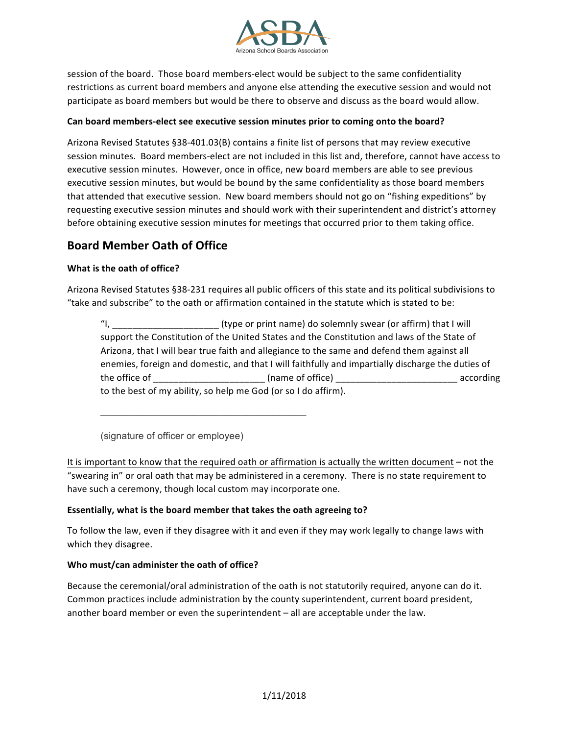session of the board. Those board members-elect would be subject to the same confidentiality restrictions as current board members and anyone else attending the executive session and would not participate as board members but would be there to observe and discuss as the board would allow.

**Can board members-elect see executive session minutes prior to coming onto the board?**

Arizona Revised Statutes §38-401.03(B) contains a finite list of persons that may review executive session minutes. Board members-elect are not included in this list and, therefore, cannot have access to executive session minutes. However, once in office, new board members are able to see previous executive session minutes, but would be bound by the same confidentiality as those board members that attended that executive session. New board members should not go on "fishing expeditions" by requesting executive session minutes and should work with their superintendent and district's attorney before obtaining executive session minutes for meetings that occurred prior to them taking office.

## Board Member Oath of Office

**What is the oath of office?**

Arizona Revised Statutes §38-231 requires all public officers of this state and its political subdivisions to "take and subscribe" to the oath or affirmation contained in the statute which is stated to be:

> "I, _____________________ (type or print name) do solemnly swear (or affirm) that I will support the Constitution of the United States and the Constitution and laws of the State of Arizona, that I will bear true faith and allegiance to the same and defend them against all enemies, foreign and domestic, and that I will faithfully and impartially discharge the duties of the office of ______________________ (name of office) ________________________ according to the best of my ability, so help me God (or so I do affirm).
>
> ________________________________________
>
> (signature of officer or employee)

<u>It is important to know that the required oath or affirmation is actually the written document</u> – not the "swearing in" or oral oath that may be administered in a ceremony. There is no state requirement to have such a ceremony, though local custom may incorporate one.

**Essentially, what is the board member that takes the oath agreeing to?**

To follow the law, even if they disagree with it and even if they may work legally to change laws with which they disagree.

**Who must/can administer the oath of office?**

Because the ceremonial/oral administration of the oath is not statutorily required, anyone can do it. Common practices include administration by the county superintendent, current board president, another board member or even the superintendent – all are acceptable under the law.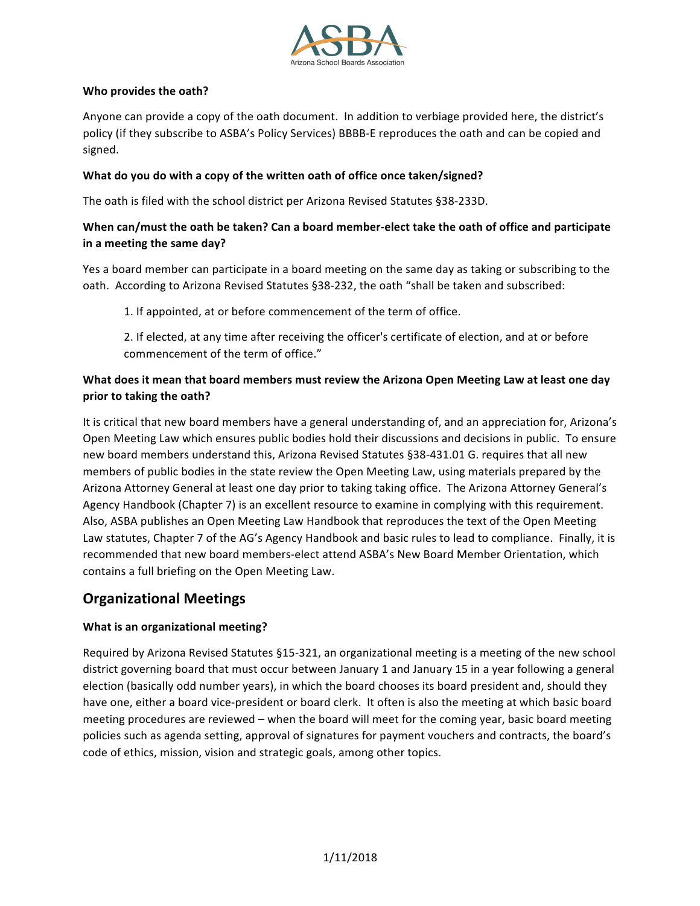**Who provides the oath?**

Anyone can provide a copy of the oath document. In addition to verbiage provided here, the district's policy (if they subscribe to ASBA's Policy Services) BBBB-E reproduces the oath and can be copied and signed.

**What do you do with a copy of the written oath of office once taken/signed?**

The oath is filed with the school district per Arizona Revised Statutes §38-233D.

**When can/must the oath be taken? Can a board member-elect take the oath of office and participate in a meeting the same day?**

Yes a board member can participate in a board meeting on the same day as taking or subscribing to the oath. According to Arizona Revised Statutes §38-232, the oath "shall be taken and subscribed:

> 1. If appointed, at or before commencement of the term of office.
>
> 2. If elected, at any time after receiving the officer's certificate of election, and at or before commencement of the term of office."

**What does it mean that board members must review the Arizona Open Meeting Law at least one day prior to taking the oath?**

It is critical that new board members have a general understanding of, and an appreciation for, Arizona's Open Meeting Law which ensures public bodies hold their discussions and decisions in public. To ensure new board members understand this, Arizona Revised Statutes §38-431.01 G. requires that all new members of public bodies in the state review the Open Meeting Law, using materials prepared by the Arizona Attorney General at least one day prior to taking taking office. The Arizona Attorney General's Agency Handbook (Chapter 7) is an excellent resource to examine in complying with this requirement. Also, ASBA publishes an Open Meeting Law Handbook that reproduces the text of the Open Meeting Law statutes, Chapter 7 of the AG's Agency Handbook and basic rules to lead to compliance. Finally, it is recommended that new board members-elect attend ASBA's New Board Member Orientation, which contains a full briefing on the Open Meeting Law.

## Organizational Meetings

**What is an organizational meeting?**

Required by Arizona Revised Statutes §15-321, an organizational meeting is a meeting of the new school district governing board that must occur between January 1 and January 15 in a year following a general election (basically odd number years), in which the board chooses its board president and, should they have one, either a board vice-president or board clerk. It often is also the meeting at which basic board meeting procedures are reviewed – when the board will meet for the coming year, basic board meeting policies such as agenda setting, approval of signatures for payment vouchers and contracts, the board's code of ethics, mission, vision and strategic goals, among other topics.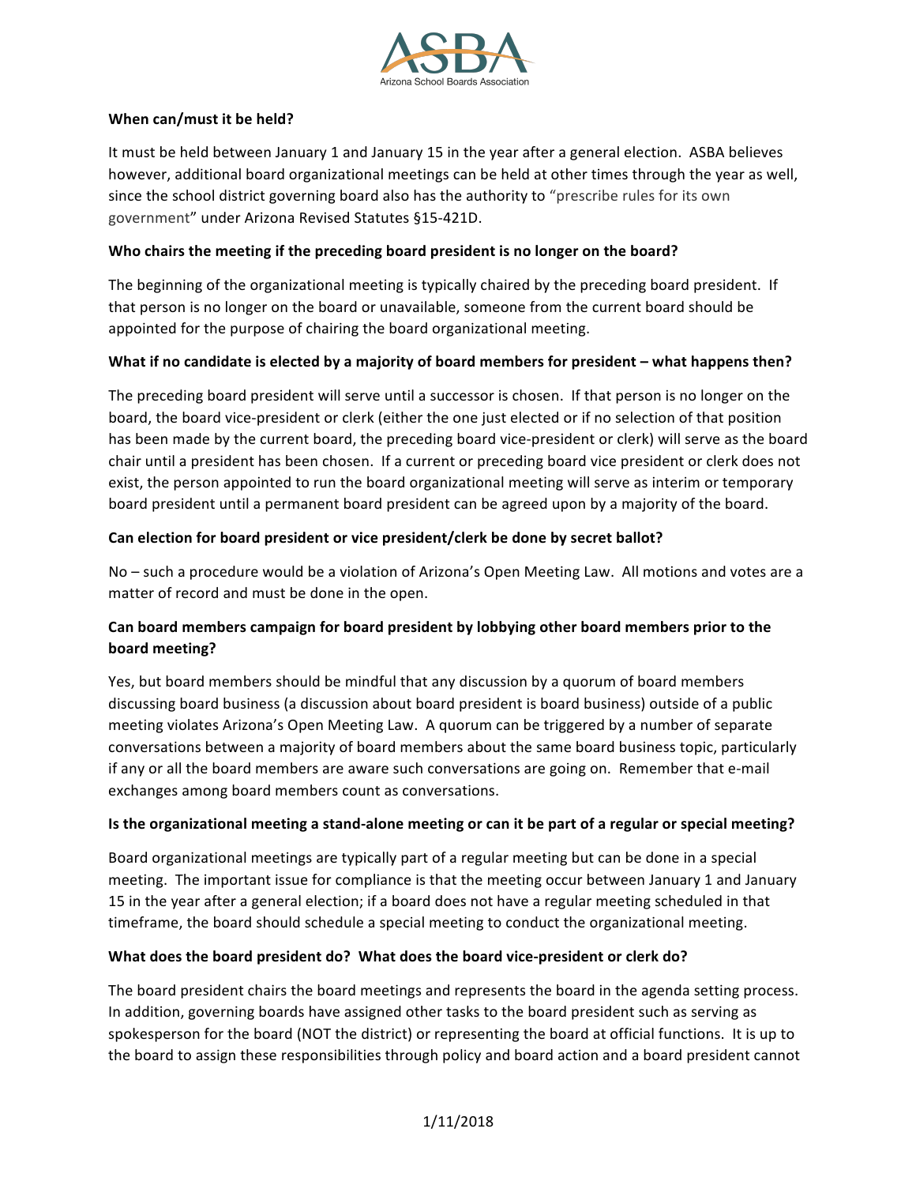**When can/must it be held?**

It must be held between January 1 and January 15 in the year after a general election. ASBA believes however, additional board organizational meetings can be held at other times through the year as well, since the school district governing board also has the authority to "prescribe rules for its own government" under Arizona Revised Statutes §15-421D.

**Who chairs the meeting if the preceding board president is no longer on the board?**

The beginning of the organizational meeting is typically chaired by the preceding board president. If that person is no longer on the board or unavailable, someone from the current board should be appointed for the purpose of chairing the board organizational meeting.

**What if no candidate is elected by a majority of board members for president – what happens then?**

The preceding board president will serve until a successor is chosen. If that person is no longer on the board, the board vice-president or clerk (either the one just elected or if no selection of that position has been made by the current board, the preceding board vice-president or clerk) will serve as the board chair until a president has been chosen. If a current or preceding board vice president or clerk does not exist, the person appointed to run the board organizational meeting will serve as interim or temporary board president until a permanent board president can be agreed upon by a majority of the board.

**Can election for board president or vice president/clerk be done by secret ballot?**

No – such a procedure would be a violation of Arizona's Open Meeting Law. All motions and votes are a matter of record and must be done in the open.

**Can board members campaign for board president by lobbying other board members prior to the board meeting?**

Yes, but board members should be mindful that any discussion by a quorum of board members discussing board business (a discussion about board president is board business) outside of a public meeting violates Arizona's Open Meeting Law. A quorum can be triggered by a number of separate conversations between a majority of board members about the same board business topic, particularly if any or all the board members are aware such conversations are going on. Remember that e-mail exchanges among board members count as conversations.

**Is the organizational meeting a stand-alone meeting or can it be part of a regular or special meeting?**

Board organizational meetings are typically part of a regular meeting but can be done in a special meeting. The important issue for compliance is that the meeting occur between January 1 and January 15 in the year after a general election; if a board does not have a regular meeting scheduled in that timeframe, the board should schedule a special meeting to conduct the organizational meeting.

**What does the board president do? What does the board vice-president or clerk do?**

The board president chairs the board meetings and represents the board in the agenda setting process. In addition, governing boards have assigned other tasks to the board president such as serving as spokesperson for the board (NOT the district) or representing the board at official functions. It is up to the board to assign these responsibilities through policy and board action and a board president cannot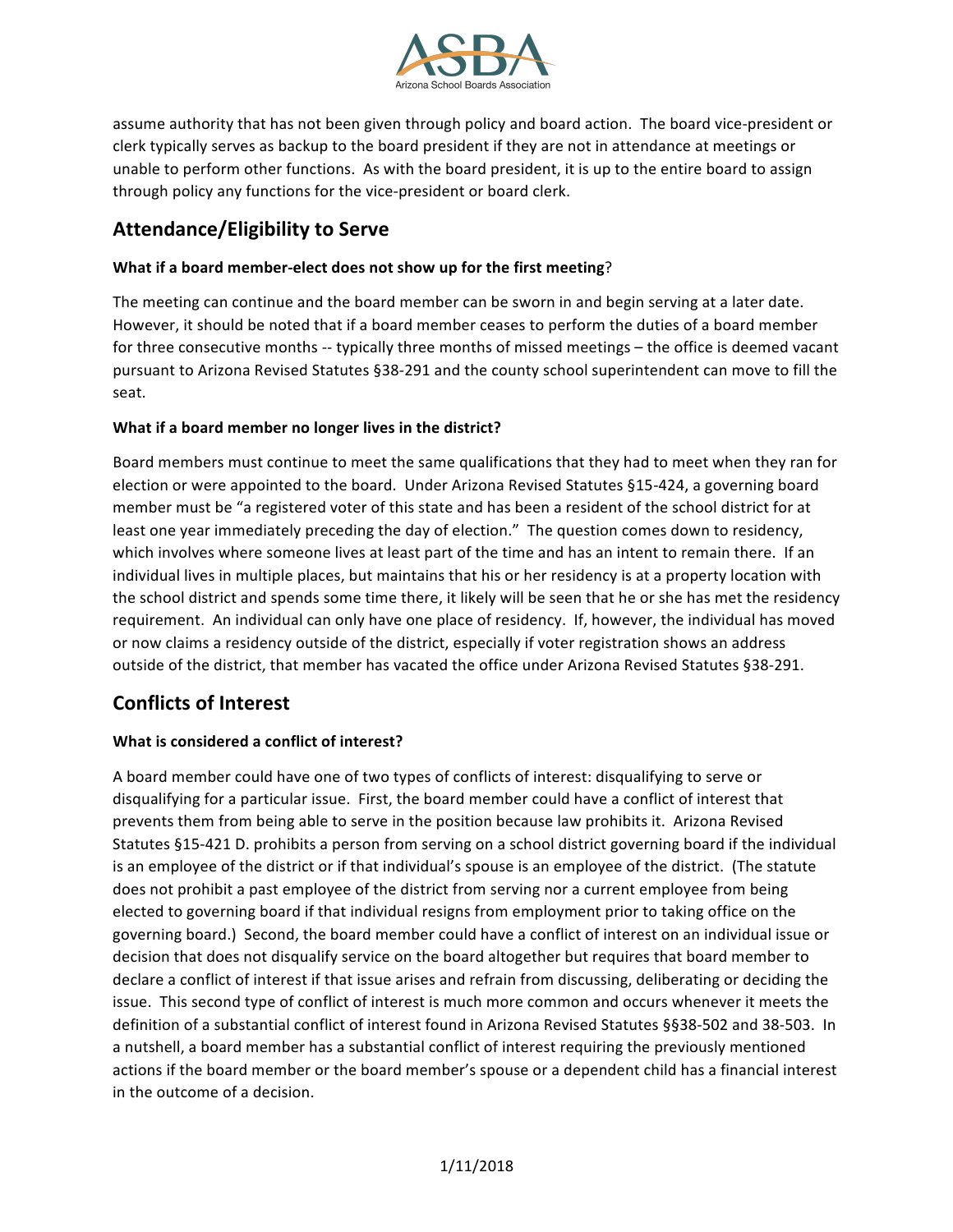assume authority that has not been given through policy and board action. The board vice-president or clerk typically serves as backup to the board president if they are not in attendance at meetings or unable to perform other functions. As with the board president, it is up to the entire board to assign through policy any functions for the vice-president or board clerk.

## Attendance/Eligibility to Serve

**What if a board member-elect does not show up for the first meeting**?

The meeting can continue and the board member can be sworn in and begin serving at a later date. However, it should be noted that if a board member ceases to perform the duties of a board member for three consecutive months -- typically three months of missed meetings – the office is deemed vacant pursuant to Arizona Revised Statutes §38-291 and the county school superintendent can move to fill the seat.

**What if a board member no longer lives in the district?**

Board members must continue to meet the same qualifications that they had to meet when they ran for election or were appointed to the board. Under Arizona Revised Statutes §15-424, a governing board member must be "a registered voter of this state and has been a resident of the school district for at least one year immediately preceding the day of election." The question comes down to residency, which involves where someone lives at least part of the time and has an intent to remain there. If an individual lives in multiple places, but maintains that his or her residency is at a property location with the school district and spends some time there, it likely will be seen that he or she has met the residency requirement. An individual can only have one place of residency. If, however, the individual has moved or now claims a residency outside of the district, especially if voter registration shows an address outside of the district, that member has vacated the office under Arizona Revised Statutes §38-291.

## Conflicts of Interest

**What is considered a conflict of interest?**

A board member could have one of two types of conflicts of interest: disqualifying to serve or disqualifying for a particular issue. First, the board member could have a conflict of interest that prevents them from being able to serve in the position because law prohibits it. Arizona Revised Statutes §15-421 D. prohibits a person from serving on a school district governing board if the individual is an employee of the district or if that individual's spouse is an employee of the district. (The statute does not prohibit a past employee of the district from serving nor a current employee from being elected to governing board if that individual resigns from employment prior to taking office on the governing board.) Second, the board member could have a conflict of interest on an individual issue or decision that does not disqualify service on the board altogether but requires that board member to declare a conflict of interest if that issue arises and refrain from discussing, deliberating or deciding the issue. This second type of conflict of interest is much more common and occurs whenever it meets the definition of a substantial conflict of interest found in Arizona Revised Statutes §§38-502 and 38-503. In a nutshell, a board member has a substantial conflict of interest requiring the previously mentioned actions if the board member or the board member's spouse or a dependent child has a financial interest in the outcome of a decision.